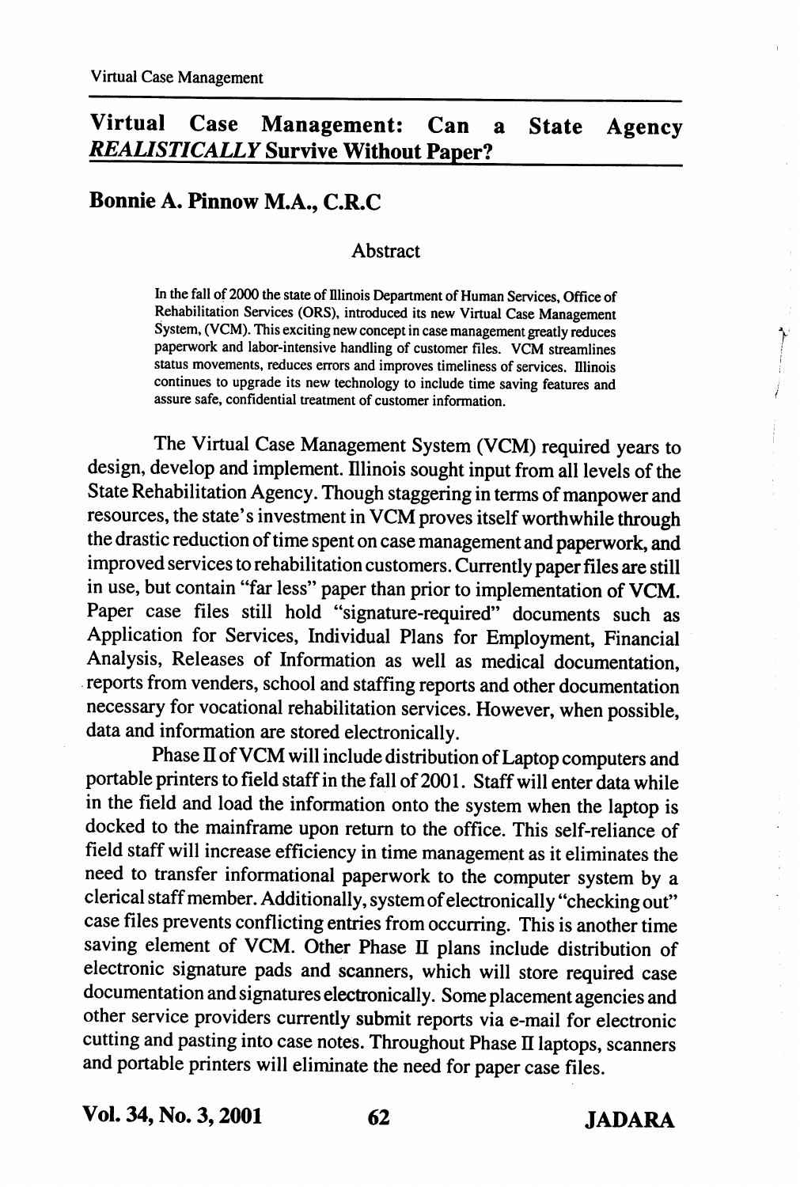# Virtual Case Management: Can a State Agency *REALISTICALLY* Survive Without Paper?

**Bonnie A. Pinnow M.A., C.R.C**

## Abstract

In the fall of 2000 the state of Illinois Department of Human Services, Office of Rehabilitation Services (ORS), introduced its new Virtual Case Management System, (VCM). This exciting new concept in case management greatly reduces paperwork and labor-intensive handling of customer files. VCM streamlines status movements, reduces errors and improves timeliness of services. Illinois continues to upgrade its new technology to include time saving features and assure safe, confidential treatment of customer information.

The Virtual Case Management System (VCM) required years to design, develop and implement. Illinois sought input from all levels of the State Rehabilitation Agency. Though staggering in terms of manpower and resources, the state's investment in VCM proves itself worthwhile through the drastic reduction of time spent on case management and paperwork, and improved services to rehabilitation customers. Currently paper files are still in use, but contain "far less" paper than prior to implementation of VCM. Paper case files still hold "signature-required" documents such as Application for Services, Individual Plans for Employment, Financial Analysis, Releases of Information as well as medical documentation, reports from venders, school and staffing reports and other documentation necessary for vocational rehabilitation services. However, when possible, data and information are stored electronically.

Phase II of VCM will include distribution of Laptop computers and portable printers to field staff in the fall of 2001. Staff will enter data while in the field and load the information onto the system when the laptop is docked to the mainframe upon return to the office. This self-reliance of field staff will increase efficiency in time management as it eliminates the need to transfer informational paperwork to the computer system by a clerical staff member. Additionally, system of electronically "checking out" case files prevents conflicting entries from occurring. This is another time saving element of VCM. Other Phase II plans include distribution of electronic signature pads and scanners, which will store required case documentation and signatures electronically. Some placement agencies and other service providers currently submit reports via e-mail for electronic cutting and pasting into case notes. Throughout Phase II laptops, scanners and portable printers will eliminate the need for paper case files.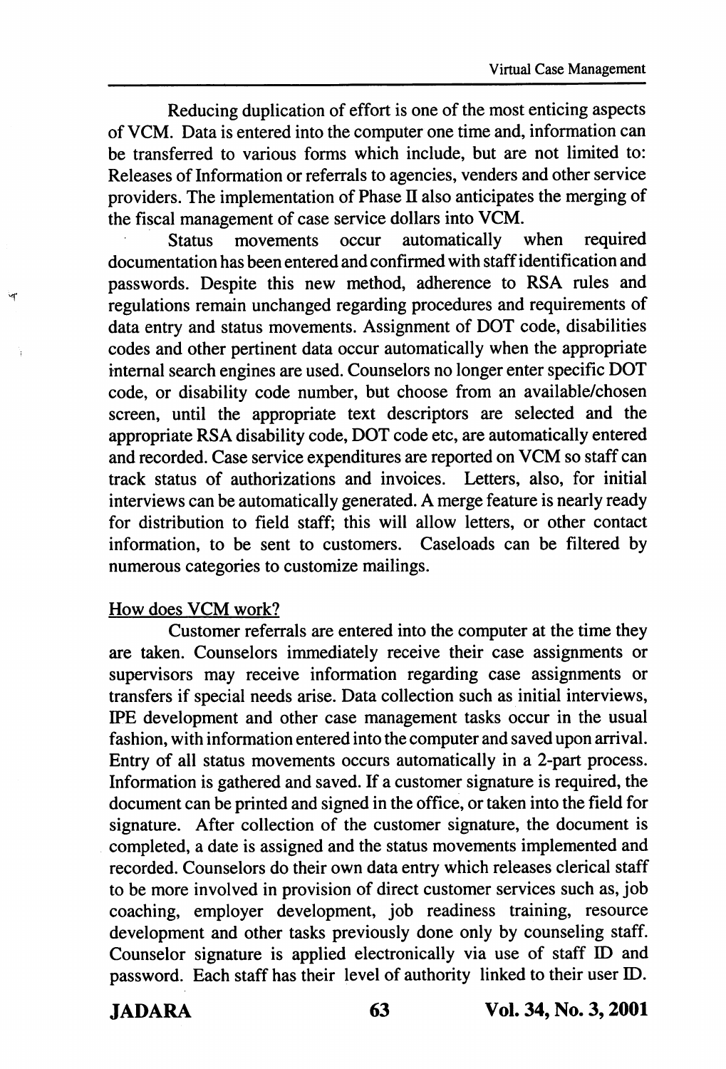Reducing duplication of effort is one of the most enticing aspects of VCM. Data is entered into the computer one time and, information can be transferred to various forms which include, but are not limited to: Releases of Information or referrals to agencies, venders and other service providers. The implementation of Phase II also anticipates the merging of the fiscal management of case service dollars into VCM.

Status movements occur automatically when required documentation has been entered and confirmed with staff identification and passwords. Despite this new method, adherence to RSA rules and regulations remain unchanged regarding procedures and requirements of data entry and status movements. Assignment of DOT code, disabilities codes and other pertinent data occur automatically when the appropriate internal search engines are used. Counselors no longer enter specific DOT code, or disability code number, but choose from an available/chosen screen, until the appropriate text descriptors are selected and the appropriate RSA disability code, DOT code etc, are automatically entered and recorded. Case service expenditures are reported on VCM so staff can track status of authorizations and invoices. Letters, also, for initial interviews can be automatically generated. A merge feature is nearly ready for distribution to field staff; this will allow letters, or other contact information, to be sent to customers. Caseloads can be filtered by numerous categories to customize mailings.

<u>How does VCM work?</u>

Customer referrals are entered into the computer at the time they are taken. Counselors immediately receive their case assignments or supervisors may receive information regarding case assignments or transfers if special needs arise. Data collection such as initial interviews, IPE development and other case management tasks occur in the usual fashion, with information entered into the computer and saved upon arrival. Entry of all status movements occurs automatically in a 2-part process. Information is gathered and saved. If a customer signature is required, the document can be printed and signed in the office, or taken into the field for signature. After collection of the customer signature, the document is completed, a date is assigned and the status movements implemented and recorded. Counselors do their own data entry which releases clerical staff to be more involved in provision of direct customer services such as, job coaching, employer development, job readiness training, resource development and other tasks previously done only by counseling staff. Counselor signature is applied electronically via use of staff ID and password. Each staff has their level of authority linked to their user ID.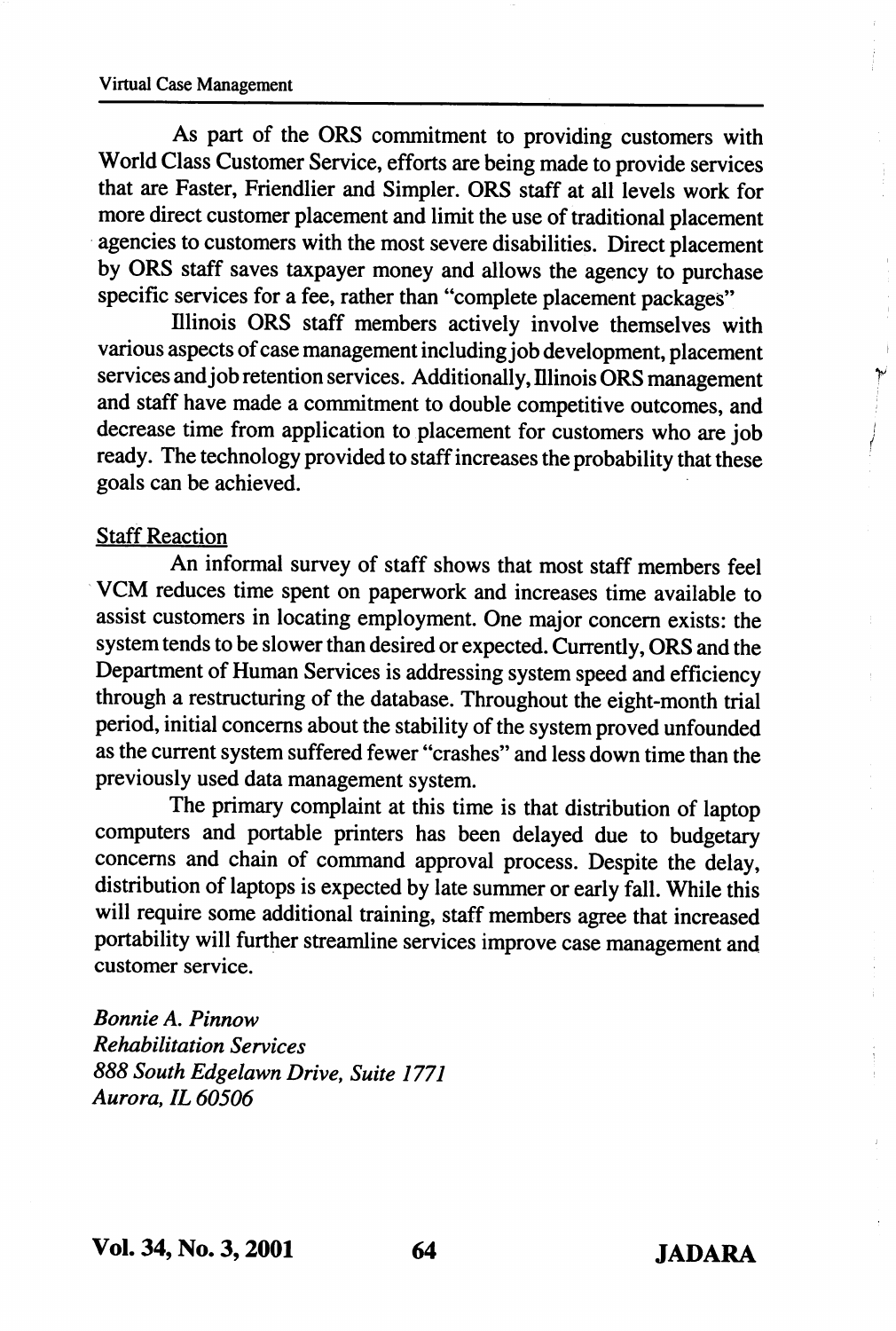As part of the ORS commitment to providing customers with World Class Customer Service, efforts are being made to provide services that are Faster, Friendlier and Simpler. ORS staff at all levels work for more direct customer placement and limit the use of traditional placement agencies to customers with the most severe disabilities. Direct placement by ORS staff saves taxpayer money and allows the agency to purchase specific services for a fee, rather than "complete placement packages"

Illinois ORS staff members actively involve themselves with various aspects of case management including job development, placement services and job retention services. Additionally, Illinois ORS management and staff have made a commitment to double competitive outcomes, and decrease time from application to placement for customers who are job ready. The technology provided to staff increases the probability that these goals can be achieved.

<u>Staff Reaction</u>

An informal survey of staff shows that most staff members feel VCM reduces time spent on paperwork and increases time available to assist customers in locating employment. One major concern exists: the system tends to be slower than desired or expected. Currently, ORS and the Department of Human Services is addressing system speed and efficiency through a restructuring of the database. Throughout the eight-month trial period, initial concerns about the stability of the system proved unfounded as the current system suffered fewer "crashes" and less down time than the previously used data management system.

The primary complaint at this time is that distribution of laptop computers and portable printers has been delayed due to budgetary concerns and chain of command approval process. Despite the delay, distribution of laptops is expected by late summer or early fall. While this will require some additional training, staff members agree that increased portability will further streamline services improve case management and customer service.

*Bonnie A. Pinnow*
*Rehabilitation Services*
*888 South Edgelawn Drive, Suite 1771*
*Aurora, IL 60506*